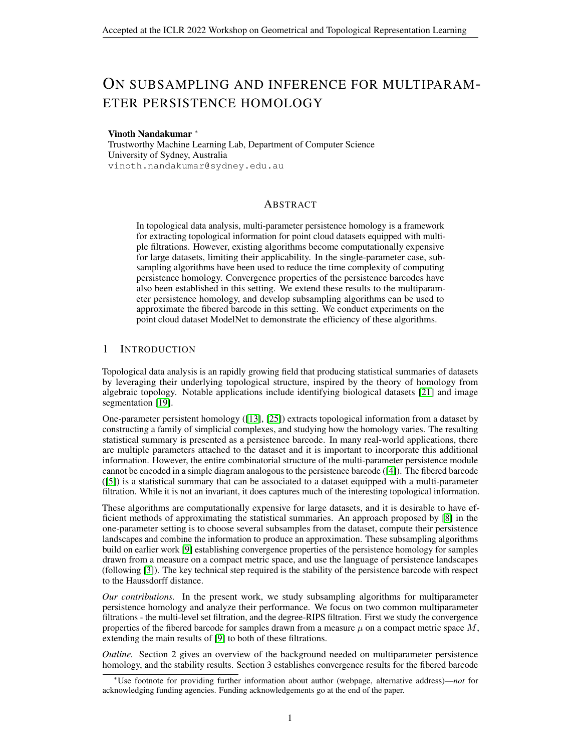# ON SUBSAMPLING AND INFERENCE FOR MULTIPARAMETER PERSISTENCE HOMOLOGY

**Vinoth Nandakumar** *

Trustworthy Machine Learning Lab, Department of Computer Science
University of Sydney, Australia
vinoth.nandakumar@sydney.edu.au

## ABSTRACT

In topological data analysis, multi-parameter persistence homology is a framework for extracting topological information for point cloud datasets equipped with multiple filtrations. However, existing algorithms become computationally expensive for large datasets, limiting their applicability. In the single-parameter case, subsampling algorithms have been used to reduce the time complexity of computing persistence homology. Convergence properties of the persistence barcodes have also been established in this setting. We extend these results to the multiparameter persistence homology, and develop subsampling algorithms can be used to approximate the fibered barcode in this setting. We conduct experiments on the point cloud dataset ModelNet to demonstrate the efficiency of these algorithms.

## 1 INTRODUCTION

Topological data analysis is an rapidly growing field that producing statistical summaries of datasets by leveraging their underlying topological structure, inspired by the theory of homology from algebraic topology. Notable applications include identifying biological datasets [21] and image segmentation [19].

One-parameter persistent homology ([13], [25]) extracts topological information from a dataset by constructing a family of simplicial complexes, and studying how the homology varies. The resulting statistical summary is presented as a persistence barcode. In many real-world applications, there are multiple parameters attached to the dataset and it is important to incorporate this additional information. However, the entire combinatorial structure of the multi-parameter persistence module cannot be encoded in a simple diagram analogous to the persistence barcode ([4]). The fibered barcode ([5]) is a statistical summary that can be associated to a dataset equipped with a multi-parameter filtration. While it is not an invariant, it does captures much of the interesting topological information.

These algorithms are computationally expensive for large datasets, and it is desirable to have efficient methods of approximating the statistical summaries. An approach proposed by [8] in the one-parameter setting is to choose several subsamples from the dataset, compute their persistence landscapes and combine the information to produce an approximation. These subsampling algorithms build on earlier work [9] establishing convergence properties of the persistence homology for samples drawn from a measure on a compact metric space, and use the language of persistence landscapes (following [3]). The key technical step required is the stability of the persistence barcode with respect to the Haussdorff distance.

*Our contributions.* In the present work, we study subsampling algorithms for multiparameter persistence homology and analyze their performance. We focus on two common multiparameter filtrations - the multi-level set filtration, and the degree-RIPS filtration. First we study the convergence properties of the fibered barcode for samples drawn from a measure $\mu$ on a compact metric space $M$, extending the main results of [9] to both of these filtrations.

*Outline.* Section 2 gives an overview of the background needed on multiparameter persistence homology, and the stability results. Section 3 establishes convergence results for the fibered barcode

*Use footnote for providing further information about author (webpage, alternative address)—*not* for acknowledging funding agencies. Funding acknowledgements go at the end of the paper.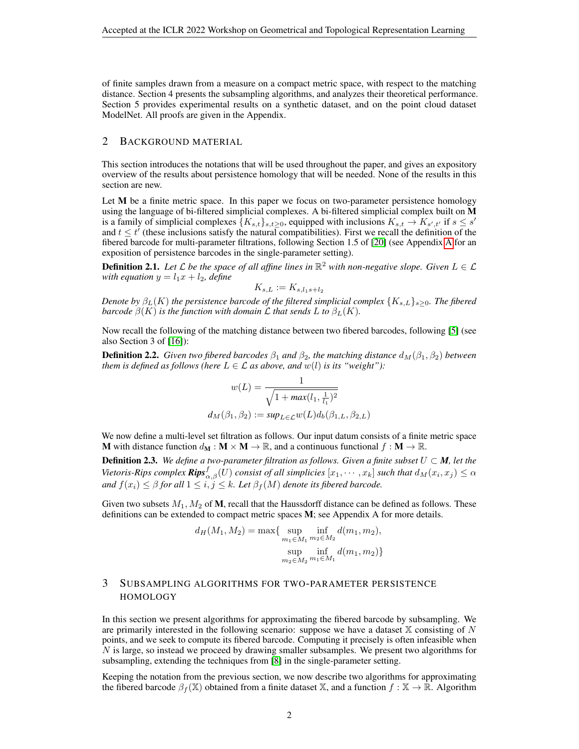of finite samples drawn from a measure on a compact metric space, with respect to the matching distance. Section 4 presents the subsampling algorithms, and analyzes their theoretical performance. Section 5 provides experimental results on a synthetic dataset, and on the point cloud dataset ModelNet. All proofs are given in the Appendix.

## 2 Background Material

This section introduces the notations that will be used throughout the paper, and gives an expository overview of the results about persistence homology that will be needed. None of the results in this section are new.

Let $\mathbf{M}$ be a finite metric space. In this paper we focus on two-parameter persistence homology using the language of bi-filtered simplicial complexes. A bi-filtered simplicial complex built on $\mathbf{M}$ is a family of simplicial complexes $\{K_{s,t}\}_{s,t \geq 0}$, equipped with inclusions $K_{s,t} \to K_{s',t'}$ if $s \leq s'$ and $t \leq t'$ (these inclusions satisfy the natural compatibilities). First we recall the definition of the fibered barcode for multi-parameter filtrations, following Section 1.5 of [20] (see Appendix A for an exposition of persistence barcodes in the single-parameter setting).

**Definition 2.1.** *Let $\mathcal{L}$ be the space of all affine lines in $\mathbb{R}^2$ with non-negative slope. Given $L \in \mathcal{L}$ with equation $y = l_1 x + l_2$, define*

$$K_{s,L} := K_{s, l_1 s + l_2}$$

*Denote by $\beta_L(K)$ the persistence barcode of the filtered simplicial complex $\{K_{s,L}\}_{s \geq 0}$. The fibered barcode $\beta(K)$ is the function with domain $\mathcal{L}$ that sends $L$ to $\beta_L(K)$.*

Now recall the following of the matching distance between two fibered barcodes, following [5] (see also Section 3 of [16]):

**Definition 2.2.** *Given two fibered barcodes $\beta_1$ and $\beta_2$, the matching distance $d_M(\beta_1, \beta_2)$ between them is defined as follows (here $L \in \mathcal{L}$ as above, and $w(l)$ is its "weight"):*

$$w(L) = \frac{1}{\sqrt{1 + max(l_1, \frac{1}{l_1})^2}}$$

$$d_M(\beta_1, \beta_2) := sup_{L \in \mathcal{L}} w(L) d_b(\beta_{1,L}, \beta_{2,L})$$

We now define a multi-level set filtration as follows. Our input datum consists of a finite metric space $\mathbf{M}$ with distance function $d_{\mathbf{M}} : \mathbf{M} \times \mathbf{M} \to \mathbb{R}$, and a continuous functional $f : \mathbf{M} \to \mathbb{R}$.

**Definition 2.3.** *We define a two-parameter filtration as follows. Given a finite subset $U \subset \mathbf{M}$, let the Vietoris-Rips complex $\textbf{Rips}^f_{\alpha,\beta}(U)$ consist of all simplicies $[x_1, \cdots, x_k]$ such that $d_M(x_i, x_j) \leq \alpha$ and $f(x_i) \leq \beta$ for all $1 \leq i, j \leq k$. Let $\beta_f(M)$ denote its fibered barcode.*

Given two subsets $M_1, M_2$ of $\mathbf{M}$, recall that the Haussdorff distance can be defined as follows. These definitions can be extended to compact metric spaces $\mathbf{M}$; see Appendix A for more details.

$$d_H(M_1, M_2) = \max\{ \sup_{m_1 \in M_1} \inf_{m_2 \in M_2} d(m_1, m_2), \sup_{m_2 \in M_2} \inf_{m_1 \in M_1} d(m_1, m_2)\}$$

## 3 Subsampling Algorithms for Two-Parameter Persistence Homology

In this section we present algorithms for approximating the fibered barcode by subsampling. We are primarily interested in the following scenario: suppose we have a dataset $\mathbb{X}$ consisting of $N$ points, and we seek to compute its fibered barcode. Computing it precisely is often infeasible when $N$ is large, so instead we proceed by drawing smaller subsamples. We present two algorithms for subsampling, extending the techniques from [8] in the single-parameter setting.

Keeping the notation from the previous section, we now describe two algorithms for approximating the fibered barcode $\beta_f(\mathbb{X})$ obtained from a finite dataset $\mathbb{X}$, and a function $f : \mathbb{X} \to \mathbb{R}$. Algorithm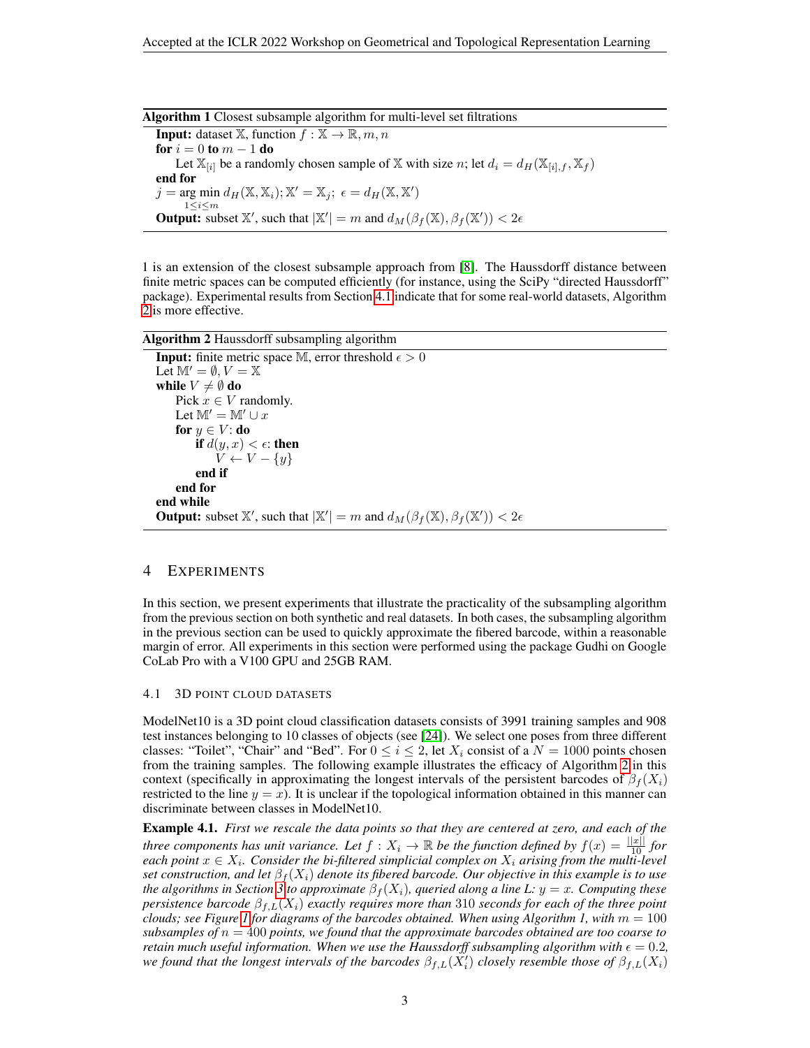**Algorithm 1** Closest subsample algorithm for multi-level set filtrations

**Input:** dataset $\mathbb{X}$, function $f : \mathbb{X} \to \mathbb{R}, m, n$
**for** $i = 0$ **to** $m - 1$ **do**
  Let $\mathbb{X}_{[i]}$ be a randomly chosen sample of $\mathbb{X}$ with size $n$; let $d_i = d_H(\mathbb{X}_{[i],f}, \mathbb{X}_f)$
**end for**
$j = \arg\min_{1 \le i \le m} d_H(\mathbb{X}, \mathbb{X}_i)$; $\mathbb{X}' = \mathbb{X}_j$; $\epsilon = d_H(\mathbb{X}, \mathbb{X}')$
**Output:** subset $\mathbb{X}'$, such that $|\mathbb{X}'| = m$ and $d_M(\beta_f(\mathbb{X}), \beta_f(\mathbb{X}')) < 2\epsilon$

1 is an extension of the closest subsample approach from [8]. The Haussdorff distance between finite metric spaces can be computed efficiently (for instance, using the SciPy "directed Haussdorff" package). Experimental results from Section 4.1 indicate that for some real-world datasets, Algorithm 2 is more effective.

**Algorithm 2** Haussdorff subsampling algorithm

**Input:** finite metric space $\mathbb{M}$, error threshold $\epsilon > 0$
Let $\mathbb{M}' = \emptyset, V = \mathbb{X}$
**while** $V \neq \emptyset$ **do**
  Pick $x \in V$ randomly.
  Let $\mathbb{M}' = \mathbb{M}' \cup x$
  **for** $y \in V$: **do**
    **if** $d(y, x) < \epsilon$: **then**
      $V \leftarrow V - \{y\}$
    **end if**
  **end for**
**end while**
**Output:** subset $\mathbb{X}'$, such that $|\mathbb{X}'| = m$ and $d_M(\beta_f(\mathbb{X}), \beta_f(\mathbb{X}')) < 2\epsilon$

# 4 Experiments

In this section, we present experiments that illustrate the practicality of the subsampling algorithm from the previous section on both synthetic and real datasets. In both cases, the subsampling algorithm in the previous section can be used to quickly approximate the fibered barcode, within a reasonable margin of error. All experiments in this section were performed using the package Gudhi on Google CoLab Pro with a V100 GPU and 25GB RAM.

## 4.1 3D point cloud datasets

ModelNet10 is a 3D point cloud classification datasets consists of 3991 training samples and 908 test instances belonging to 10 classes of objects (see [24]). We select one poses from three different classes: "Toilet", "Chair" and "Bed". For $0 \le i \le 2$, let $X_i$ consist of a $N = 1000$ points chosen from the training samples. The following example illustrates the efficacy of Algorithm 2 in this context (specifically in approximating the longest intervals of the persistent barcodes of $\beta_f(X_i)$ restricted to the line $y = x$). It is unclear if the topological information obtained in this manner can discriminate between classes in ModelNet10.

**Example 4.1.** *First we rescale the data points so that they are centered at zero, and each of the three components has unit variance. Let $f : X_i \to \mathbb{R}$ be the function defined by $f(x) = \frac{||x||}{10}$ for each point $x \in X_i$. Consider the bi-filtered simplicial complex on $X_i$ arising from the multi-level set construction, and let $\beta_f(X_i)$ denote its fibered barcode. Our objective in this example is to use the algorithms in Section 3 to approximate $\beta_f(X_i)$, queried along a line L: $y = x$. Computing these persistence barcode $\beta_{f,L}(X_i)$ exactly requires more than 310 seconds for each of the three point clouds; see Figure 1 for diagrams of the barcodes obtained. When using Algorithm 1, with $m = 100$ subsamples of $n = 400$ points, we found that the approximate barcodes obtained are too coarse to retain much useful information. When we use the Haussdorff subsampling algorithm with $\epsilon = 0.2$, we found that the longest intervals of the barcodes $\beta_{f,L}(X_i')$ closely resemble those of $\beta_{f,L}(X_i)$*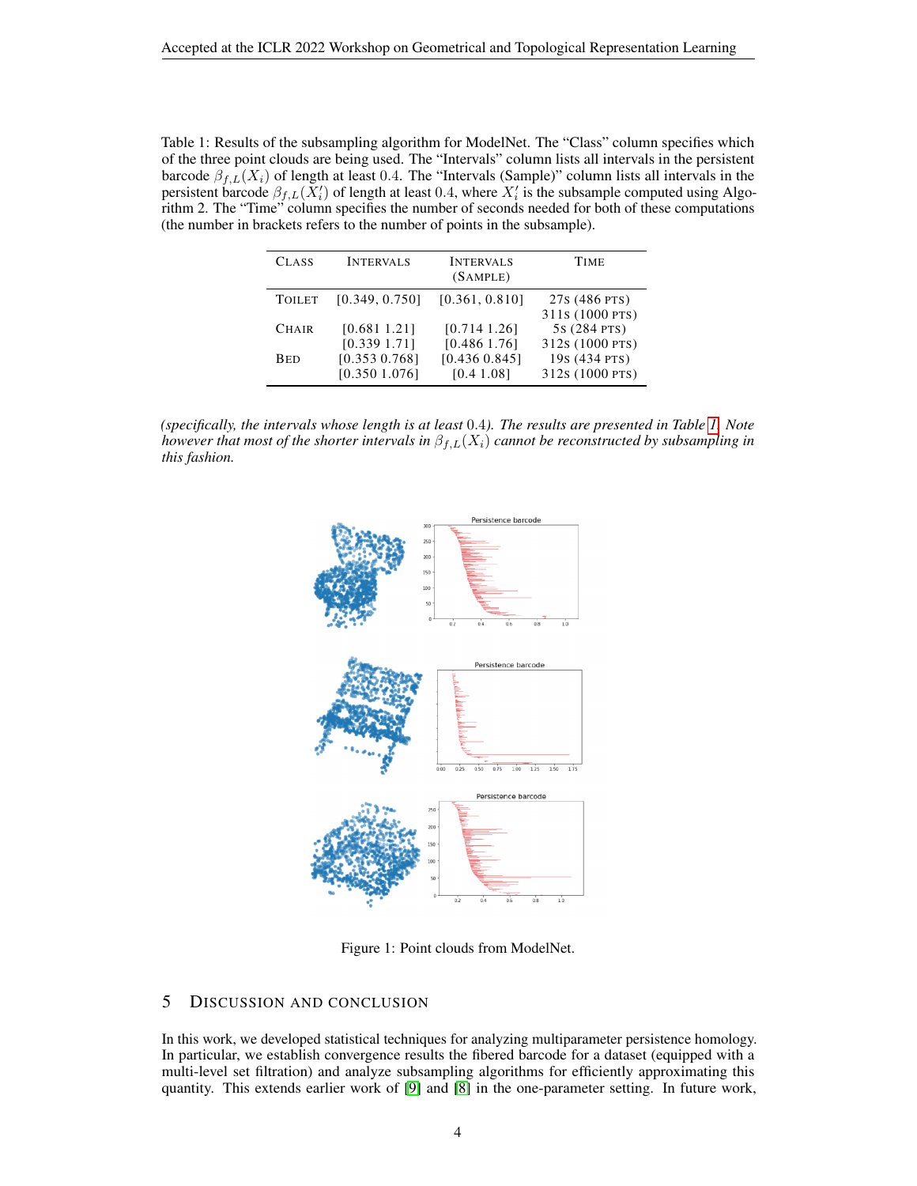Table 1: Results of the subsampling algorithm for ModelNet. The "Class" column specifies which of the three point clouds are being used. The "Intervals" column lists all intervals in the persistent barcode $\beta_{f,L}(X_i)$ of length at least 0.4. The "Intervals (Sample)" column lists all intervals in the persistent barcode $\beta_{f,L}(X_i')$ of length at least 0.4, where $X_i'$ is the subsample computed using Algorithm 2. The "Time" column specifies the number of seconds needed for both of these computations (the number in brackets refers to the number of points in the subsample).

| Class | Intervals | Intervals (Sample) | Time |
|---|---|---|---|
| Toilet | [0.349, 0.750] | [0.361, 0.810] | 27s (486 pts) |
| | | | 311s (1000 pts) |
| Chair | [0.681 1.21] | [0.714 1.26] | 5s (284 pts) |
| | [0.339 1.71] | [0.486 1.76] | 312s (1000 pts) |
| Bed | [0.353 0.768] | [0.436 0.845] | 19s (434 pts) |
| | [0.350 1.076] | [0.4 1.08] | 312s (1000 pts) |

*(specifically, the intervals whose length is at least 0.4). The results are presented in Table 1. Note however that most of the shorter intervals in $\beta_{f,L}(X_i)$ cannot be reconstructed by subsampling in this fashion.*

Figure 1: Point clouds from ModelNet.

## 5 Discussion and Conclusion

In this work, we developed statistical techniques for analyzing multiparameter persistence homology. In particular, we establish convergence results the fibered barcode for a dataset (equipped with a multi-level set filtration) and analyze subsampling algorithms for efficiently approximating this quantity. This extends earlier work of [9] and [8] in the one-parameter setting. In future work,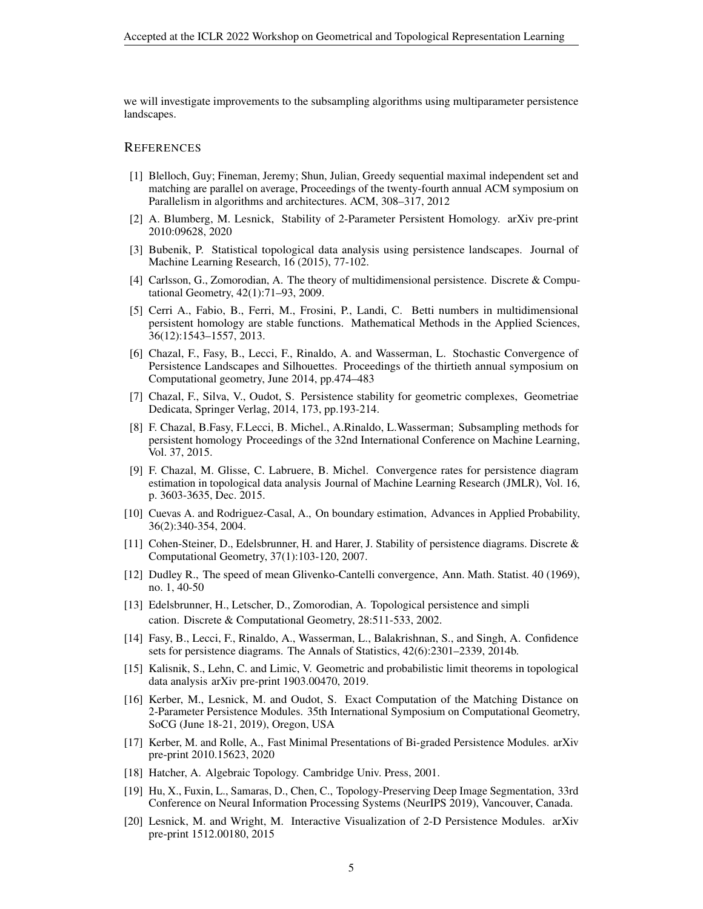we will investigate improvements to the subsampling algorithms using multiparameter persistence landscapes.

## REFERENCES

[1] Blelloch, Guy; Fineman, Jeremy; Shun, Julian, Greedy sequential maximal independent set and matching are parallel on average, Proceedings of the twenty-fourth annual ACM symposium on Parallelism in algorithms and architectures. ACM, 308–317, 2012

[2] A. Blumberg, M. Lesnick, Stability of 2-Parameter Persistent Homology. arXiv pre-print 2010:09628, 2020

[3] Bubenik, P. Statistical topological data analysis using persistence landscapes. Journal of Machine Learning Research, 16 (2015), 77-102.

[4] Carlsson, G., Zomorodian, A. The theory of multidimensional persistence. Discrete & Computational Geometry, 42(1):71–93, 2009.

[5] Cerri A., Fabio, B., Ferri, M., Frosini, P., Landi, C. Betti numbers in multidimensional persistent homology are stable functions. Mathematical Methods in the Applied Sciences, 36(12):1543–1557, 2013.

[6] Chazal, F., Fasy, B., Lecci, F., Rinaldo, A. and Wasserman, L. Stochastic Convergence of Persistence Landscapes and Silhouettes. Proceedings of the thirtieth annual symposium on Computational geometry, June 2014, pp.474–483

[7] Chazal, F., Silva, V., Oudot, S. Persistence stability for geometric complexes, Geometriae Dedicata, Springer Verlag, 2014, 173, pp.193-214.

[8] F. Chazal, B.Fasy, F.Lecci, B. Michel., A.Rinaldo, L.Wasserman; Subsampling methods for persistent homology Proceedings of the 32nd International Conference on Machine Learning, Vol. 37, 2015.

[9] F. Chazal, M. Glisse, C. Labruere, B. Michel. Convergence rates for persistence diagram estimation in topological data analysis Journal of Machine Learning Research (JMLR), Vol. 16, p. 3603-3635, Dec. 2015.

[10] Cuevas A. and Rodriguez-Casal, A., On boundary estimation, Advances in Applied Probability, 36(2):340-354, 2004.

[11] Cohen-Steiner, D., Edelsbrunner, H. and Harer, J. Stability of persistence diagrams. Discrete & Computational Geometry, 37(1):103-120, 2007.

[12] Dudley R., The speed of mean Glivenko-Cantelli convergence, Ann. Math. Statist. 40 (1969), no. 1, 40-50

[13] Edelsbrunner, H., Letscher, D., Zomorodian, A. Topological persistence and simpli cation. Discrete & Computational Geometry, 28:511-533, 2002.

[14] Fasy, B., Lecci, F., Rinaldo, A., Wasserman, L., Balakrishnan, S., and Singh, A. Confidence sets for persistence diagrams. The Annals of Statistics, 42(6):2301–2339, 2014b.

[15] Kalisnik, S., Lehn, C. and Limic, V. Geometric and probabilistic limit theorems in topological data analysis arXiv pre-print 1903.00470, 2019.

[16] Kerber, M., Lesnick, M. and Oudot, S. Exact Computation of the Matching Distance on 2-Parameter Persistence Modules. 35th International Symposium on Computational Geometry, SoCG (June 18-21, 2019), Oregon, USA

[17] Kerber, M. and Rolle, A., Fast Minimal Presentations of Bi-graded Persistence Modules. arXiv pre-print 2010.15623, 2020

[18] Hatcher, A. Algebraic Topology. Cambridge Univ. Press, 2001.

[19] Hu, X., Fuxin, L., Samaras, D., Chen, C., Topology-Preserving Deep Image Segmentation, 33rd Conference on Neural Information Processing Systems (NeurIPS 2019), Vancouver, Canada.

[20] Lesnick, M. and Wright, M. Interactive Visualization of 2-D Persistence Modules. arXiv pre-print 1512.00180, 2015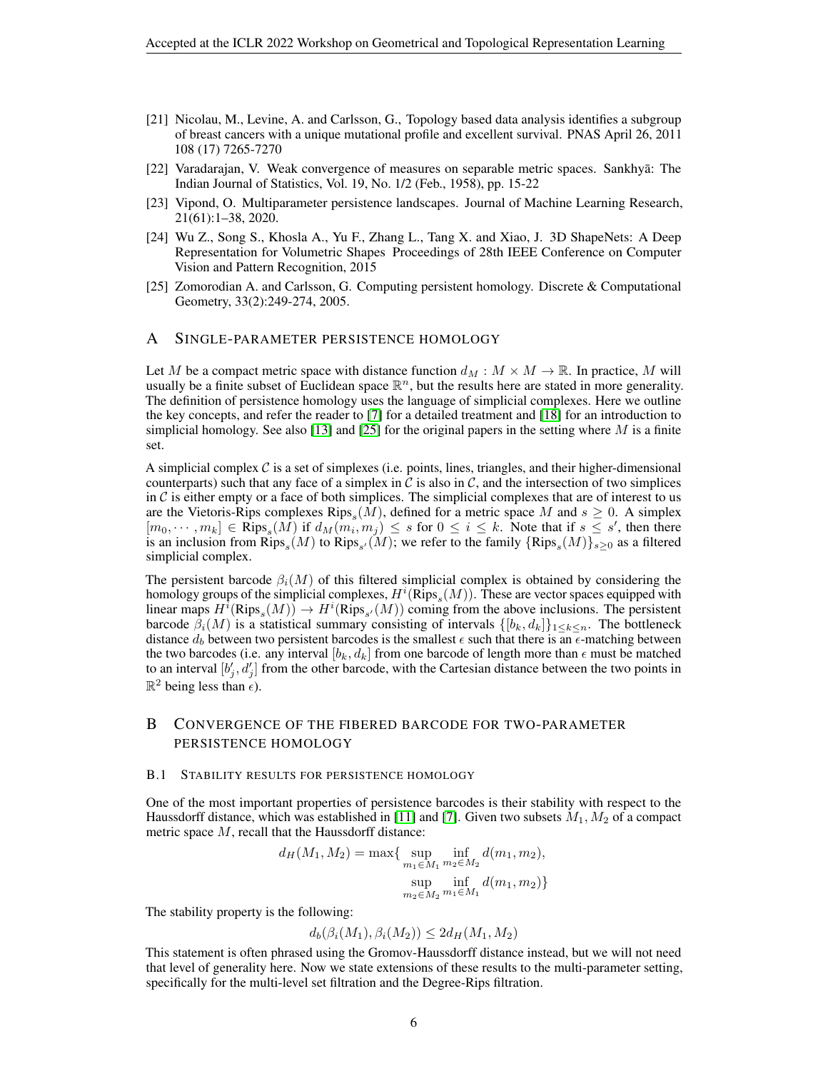[21] Nicolau, M., Levine, A. and Carlsson, G., Topology based data analysis identifies a subgroup of breast cancers with a unique mutational profile and excellent survival. PNAS April 26, 2011 108 (17) 7265-7270

[22] Varadarajan, V. Weak convergence of measures on separable metric spaces. Sankhyā: The Indian Journal of Statistics, Vol. 19, No. 1/2 (Feb., 1958), pp. 15-22

[23] Vipond, O. Multiparameter persistence landscapes. Journal of Machine Learning Research, 21(61):1–38, 2020.

[24] Wu Z., Song S., Khosla A., Yu F., Zhang L., Tang X. and Xiao, J. 3D ShapeNets: A Deep Representation for Volumetric Shapes Proceedings of 28th IEEE Conference on Computer Vision and Pattern Recognition, 2015

[25] Zomorodian A. and Carlsson, G. Computing persistent homology. Discrete & Computational Geometry, 33(2):249-274, 2005.

# A Single-parameter persistence homology

Let $M$ be a compact metric space with distance function $d_M : M \times M \to \mathbb{R}$. In practice, $M$ will usually be a finite subset of Euclidean space $\mathbb{R}^n$, but the results here are stated in more generality. The definition of persistence homology uses the language of simplicial complexes. Here we outline the key concepts, and refer the reader to [7] for a detailed treatment and [18] for an introduction to simplicial homology. See also [13] and [25] for the original papers in the setting where $M$ is a finite set.

A simplicial complex $\mathcal{C}$ is a set of simplexes (i.e. points, lines, triangles, and their higher-dimensional counterparts) such that any face of a simplex in $\mathcal{C}$ is also in $\mathcal{C}$, and the intersection of two simplices in $\mathcal{C}$ is either empty or a face of both simplices. The simplicial complexes that are of interest to us are the Vietoris-Rips complexes $\text{Rips}_s(M)$, defined for a metric space $M$ and $s \geq 0$. A simplex $[m_0, \cdots, m_k] \in \text{Rips}_s(M)$ if $d_M(m_i, m_j) \leq s$ for $0 \leq i \leq k$. Note that if $s \leq s'$, then there is an inclusion from $\text{Rips}_s(M)$ to $\text{Rips}_{s'}(M)$; we refer to the family $\{\text{Rips}_s(M)\}_{s \geq 0}$ as a filtered simplicial complex.

The persistent barcode $\beta_i(M)$ of this filtered simplicial complex is obtained by considering the homology groups of the simplicial complexes, $H^i(\text{Rips}_s(M))$. These are vector spaces equipped with linear maps $H^i(\text{Rips}_s(M)) \to H^i(\text{Rips}_{s'}(M))$ coming from the above inclusions. The persistent barcode $\beta_i(M)$ is a statistical summary consisting of intervals $\{[b_k, d_k]\}_{1 \leq k \leq n}$. The bottleneck distance $d_b$ between two persistent barcodes is the smallest $\epsilon$ such that there is an $\epsilon$-matching between the two barcodes (i.e. any interval $[b_k, d_k]$ from one barcode of length more than $\epsilon$ must be matched to an interval $[b'_j, d'_j]$ from the other barcode, with the Cartesian distance between the two points in $\mathbb{R}^2$ being less than $\epsilon$).

# B Convergence of the fibered barcode for two-parameter persistence homology

## B.1 Stability results for persistence homology

One of the most important properties of persistence barcodes is their stability with respect to the Haussdorff distance, which was established in [11] and [7]. Given two subsets $M_1, M_2$ of a compact metric space $M$, recall that the Haussdorff distance:

$$d_H(M_1, M_2) = \max\{\sup_{m_1 \in M_1} \inf_{m_2 \in M_2} d(m_1, m_2), \sup_{m_2 \in M_2} \inf_{m_1 \in M_1} d(m_1, m_2)\}$$

The stability property is the following:

$$d_b(\beta_i(M_1), \beta_i(M_2)) \leq 2 d_H(M_1, M_2)$$

This statement is often phrased using the Gromov-Haussdorff distance instead, but we will not need that level of generality here. Now we state extensions of these results to the multi-parameter setting, specifically for the multi-level set filtration and the Degree-Rips filtration.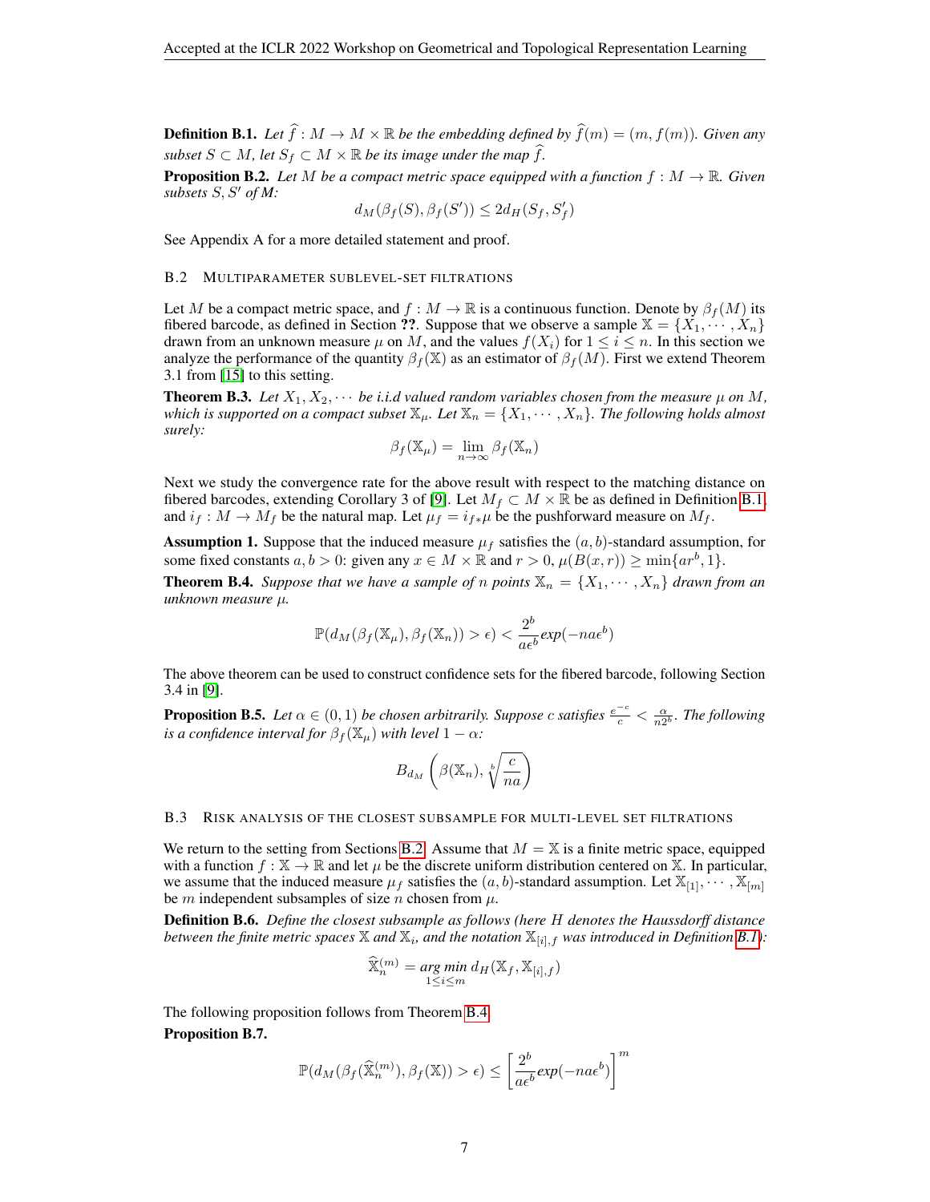**Definition B.1.** *Let $\widehat{f} : M \to M \times \mathbb{R}$ be the embedding defined by $\widehat{f}(m) = (m, f(m))$. Given any subset $S \subset M$, let $S_f \subset M \times \mathbb{R}$ be its image under the map $\widehat{f}$.*

**Proposition B.2.** *Let $M$ be a compact metric space equipped with a function $f : M \to \mathbb{R}$. Given subsets $S, S'$ of $M$:*

$$d_M(\beta_f(S), \beta_f(S')) \leq 2 d_H(S_f, S'_f)$$

See Appendix A for a more detailed statement and proof.

### B.2 Multiparameter sublevel-set filtrations

Let $M$ be a compact metric space, and $f : M \to \mathbb{R}$ is a continuous function. Denote by $\beta_f(M)$ its fibered barcode, as defined in Section **??**. Suppose that we observe a sample $\mathbb{X} = \{X_1, \cdots, X_n\}$ drawn from an unknown measure $\mu$ on $M$, and the values $f(X_i)$ for $1 \leq i \leq n$. In this section we analyze the performance of the quantity $\beta_f(\mathbb{X})$ as an estimator of $\beta_f(M)$. First we extend Theorem 3.1 from [15] to this setting.

**Theorem B.3.** *Let $X_1, X_2, \cdots$ be i.i.d valued random variables chosen from the measure $\mu$ on $M$, which is supported on a compact subset $\mathbb{X}_\mu$. Let $\mathbb{X}_n = \{X_1, \cdots, X_n\}$. The following holds almost surely:*

$$\beta_f(\mathbb{X}_\mu) = \lim_{n \to \infty} \beta_f(\mathbb{X}_n)$$

Next we study the convergence rate for the above result with respect to the matching distance on fibered barcodes, extending Corollary 3 of [9]. Let $M_f \subset M \times \mathbb{R}$ be as defined in Definition B.1, and $i_f : M \to M_f$ be the natural map. Let $\mu_f = i_{f*}\mu$ be the pushforward measure on $M_f$.

**Assumption 1.** Suppose that the induced measure $\mu_f$ satisfies the $(a, b)$-standard assumption, for some fixed constants $a, b > 0$: given any $x \in M \times \mathbb{R}$ and $r > 0$, $\mu(B(x, r)) \geq \min\{ar^b, 1\}$.

**Theorem B.4.** *Suppose that we have a sample of $n$ points $\mathbb{X}_n = \{X_1, \cdots, X_n\}$ drawn from an unknown measure $\mu$.*

$$\mathbb{P}(d_M(\beta_f(\mathbb{X}_\mu), \beta_f(\mathbb{X}_n)) > \epsilon) < \frac{2^b}{a\epsilon^b} exp(-na\epsilon^b)$$

The above theorem can be used to construct confidence sets for the fibered barcode, following Section 3.4 in [9].

**Proposition B.5.** *Let $\alpha \in (0, 1)$ be chosen arbitrarily. Suppose $c$ satisfies $\frac{e^{-c}}{c} < \frac{\alpha}{n2^b}$. The following is a confidence interval for $\beta_f(\mathbb{X}_\mu)$ with level $1 - \alpha$:*

$$B_{d_M}\left(\beta(\mathbb{X}_n), \sqrt[b]{\frac{c}{na}}\right)$$

### B.3 Risk analysis of the closest subsample for multi-level set filtrations

We return to the setting from Sections B.2. Assume that $M = \mathbb{X}$ is a finite metric space, equipped with a function $f : \mathbb{X} \to \mathbb{R}$ and let $\mu$ be the discrete uniform distribution centered on $\mathbb{X}$. In particular, we assume that the induced measure $\mu_f$ satisfies the $(a, b)$-standard assumption. Let $\mathbb{X}_{[1]}, \cdots, \mathbb{X}_{[m]}$ be $m$ independent subsamples of size $n$ chosen from $\mu$.

**Definition B.6.** *Define the closest subsample as follows (here $H$ denotes the Haussdorff distance between the finite metric spaces $\mathbb{X}$ and $\mathbb{X}_i$, and the notation $\mathbb{X}_{[i],f}$ was introduced in Definition B.1):*

$$\widehat{\mathbb{X}}_n^{(m)} = \underset{1 \leq i \leq m}{arg\,min}\; d_H(\mathbb{X}_f, \mathbb{X}_{[i],f})$$

The following proposition follows from Theorem B.4.

**Proposition B.7.**

$$\mathbb{P}(d_M(\beta_f(\widehat{\mathbb{X}}_n^{(m)}), \beta_f(\mathbb{X})) > \epsilon) \leq \left[\frac{2^b}{a\epsilon^b} exp(-na\epsilon^b)\right]^m$$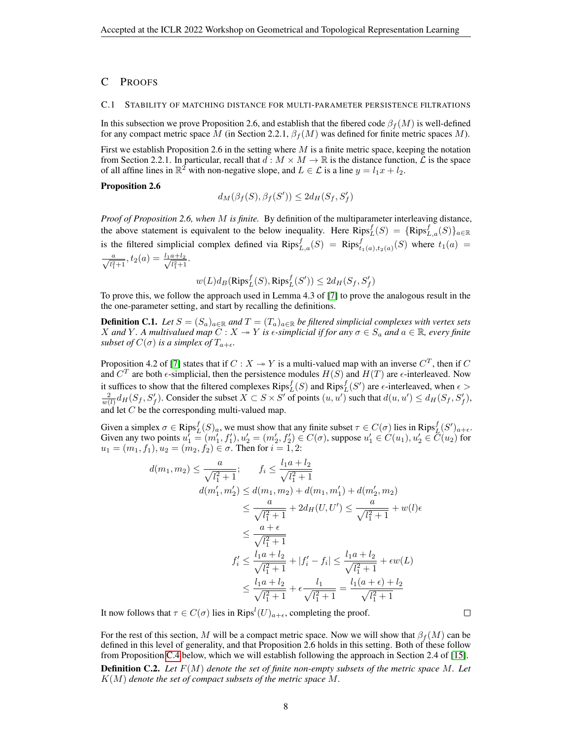# C PROOFS

## C.1 STABILITY OF MATCHING DISTANCE FOR MULTI-PARAMETER PERSISTENCE FILTRATIONS

In this subsection we prove Proposition 2.6, and establish that the fibered code $\beta_f(M)$ is well-defined for any compact metric space $M$ (in Section 2.2.1, $\beta_f(M)$ was defined for finite metric spaces $M$).

First we establish Proposition 2.6 in the setting where $M$ is a finite metric space, keeping the notation from Section 2.2.1. In particular, recall that $d : M \times M \to \mathbb{R}$ is the distance function, $\mathcal{L}$ is the space of all affine lines in $\mathbb{R}^2$ with non-negative slope, and $L \in \mathcal{L}$ is a line $y = l_1 x + l_2$.

**Proposition 2.6**

$$d_M(\beta_f(S), \beta_f(S')) \leq 2 d_H(S_f, S'_f)$$

*Proof of Proposition 2.6, when $M$ is finite.* By definition of the multiparameter interleaving distance, the above statement is equivalent to the below inequality. Here $\text{Rips}^f_L(S) = \{\text{Rips}^f_{L,a}(S)\}_{a \in \mathbb{R}}$ is the filtered simplicial complex defined via $\text{Rips}^f_{L,a}(S) = \text{Rips}^f_{t_1(a), t_2(a)}(S)$ where $t_1(a) = \frac{a}{\sqrt{l_1^2+1}}, t_2(a) = \frac{l_1 a + l_2}{\sqrt{l_1^2+1}}$.

$$w(L) d_B(\text{Rips}^f_L(S), \text{Rips}^f_L(S')) \leq 2 d_H(S_f, S'_f)$$

To prove this, we follow the approach used in Lemma 4.3 of [7] to prove the analogous result in the the one-parameter setting, and start by recalling the definitions.

**Definition C.1.** *Let $S = (S_a)_{a \in \mathbb{R}}$ and $T = (T_a)_{a \in \mathbb{R}}$ be filtered simplicial complexes with vertex sets $X$ and $Y$. A multivalued map $C : X \twoheadrightarrow Y$ is $\epsilon$-simplicial if for any $\sigma \in S_a$ and $a \in \mathbb{R}$, every finite subset of $C(\sigma)$ is a simplex of $T_{a+\epsilon}$.*

Proposition 4.2 of [7] states that if $C : X \twoheadrightarrow Y$ is a multi-valued map with an inverse $C^T$, then if $C$ and $C^T$ are both $\epsilon$-simplicial, then the persistence modules $H(S)$ and $H(T)$ are $\epsilon$-interleaved. Now it suffices to show that the filtered complexes $\text{Rips}^f_L(S)$ and $\text{Rips}^f_L(S')$ are $\epsilon$-interleaved, when $\epsilon > \frac{2}{w(l)} d_H(S_f, S'_f)$. Consider the subset $X \subset S \times S'$ of points $(u, u')$ such that $d(u, u') \leq d_H(S_f, S'_f)$, and let $C$ be the corresponding multi-valued map.

Given a simplex $\sigma \in \text{Rips}^f_L(S)_a$, we must show that any finite subset $\tau \in C(\sigma)$ lies in $\text{Rips}^f_L(S')_{a+\epsilon}$. Given any two points $u'_1 = (m'_1, f'_1), u'_2 = (m'_2, f'_2) \in C(\sigma)$, suppose $u'_1 \in C(u_1), u'_2 \in C(u_2)$ for $u_1 = (m_1, f_1), u_2 = (m_2, f_2) \in \sigma$. Then for $i = 1, 2$:

$$
\begin{aligned}
d(m_1, m_2) \leq \frac{a}{\sqrt{l_1^2+1}}; \qquad f_i &\leq \frac{l_1 a + l_2}{\sqrt{l_1^2+1}} \\
d(m'_1, m'_2) &\leq d(m_1, m_2) + d(m_1, m'_1) + d(m'_2, m_2) \\
&\leq \frac{a}{\sqrt{l_1^2+1}} + 2 d_H(U, U') \leq \frac{a}{\sqrt{l_1^2+1}} + w(l)\epsilon \\
&\leq \frac{a+\epsilon}{\sqrt{l_1^2+1}} \\
f'_i &\leq \frac{l_1 a + l_2}{\sqrt{l_1^2+1}} + |f'_i - f_i| \leq \frac{l_1 a + l_2}{\sqrt{l_1^2+1}} + \epsilon w(L) \\
&\leq \frac{l_1 a + l_2}{\sqrt{l_1^2+1}} + \epsilon \frac{l_1}{\sqrt{l_1^2+1}} = \frac{l_1(a+\epsilon) + l_2}{\sqrt{l_1^2+1}}
\end{aligned}
$$

It now follows that $\tau \in C(\sigma)$ lies in $\text{Rips}^l(U)_{a+\epsilon}$, completing the proof. ∎

For the rest of this section, $M$ will be a compact metric space. Now we will show that $\beta_f(M)$ can be defined in this level of generality, and that Proposition 2.6 holds in this setting. Both of these follow from Proposition C.4 below, which we will establish following the approach in Section 2.4 of [15].

**Definition C.2.** *Let $F(M)$ denote the set of finite non-empty subsets of the metric space $M$. Let $K(M)$ denote the set of compact subsets of the metric space $M$.*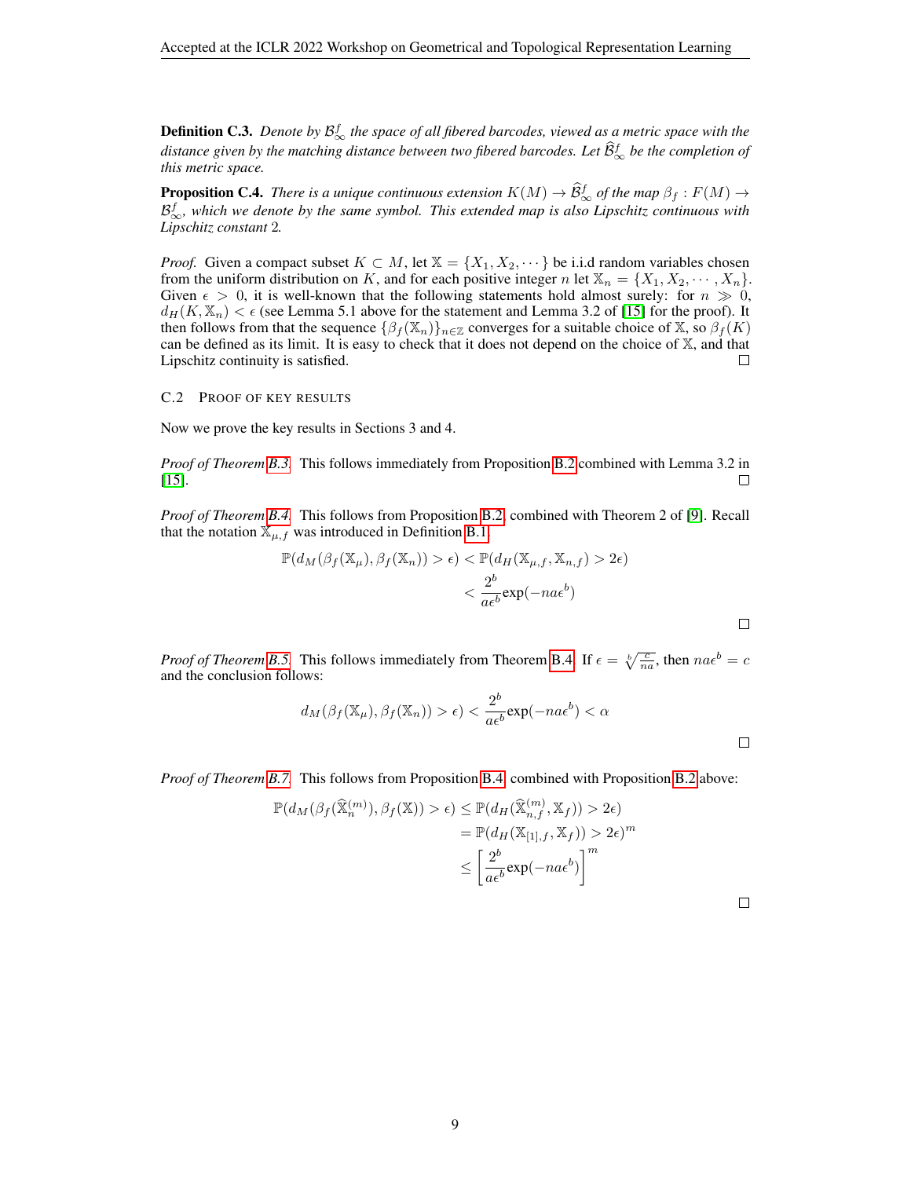**Definition C.3.** *Denote by $\mathcal{B}^f_\infty$ the space of all fibered barcodes, viewed as a metric space with the distance given by the matching distance between two fibered barcodes. Let $\widehat{\mathcal{B}}^f_\infty$ be the completion of this metric space.*

**Proposition C.4.** *There is a unique continuous extension $K(M) \to \widehat{\mathcal{B}}^f_\infty$ of the map $\beta_f : F(M) \to \mathcal{B}^f_\infty$, which we denote by the same symbol. This extended map is also Lipschitz continuous with Lipschitz constant 2.*

*Proof.* Given a compact subset $K \subset M$, let $\mathbb{X} = \{X_1, X_2, \cdots\}$ be i.i.d random variables chosen from the uniform distribution on $K$, and for each positive integer $n$ let $\mathbb{X}_n = \{X_1, X_2, \cdots, X_n\}$. Given $\epsilon > 0$, it is well-known that the following statements hold almost surely: for $n \gg 0$, $d_H(K, \mathbb{X}_n) < \epsilon$ (see Lemma 5.1 above for the statement and Lemma 3.2 of [15] for the proof). It then follows from that the sequence $\{\beta_f(\mathbb{X}_n)\}_{n\in\mathbb{Z}}$ converges for a suitable choice of $\mathbb{X}$, so $\beta_f(K)$ can be defined as its limit. It is easy to check that it does not depend on the choice of $\mathbb{X}$, and that Lipschitz continuity is satisfied. □

## C.2 Proof of key results

Now we prove the key results in Sections 3 and 4.

*Proof of Theorem B.3.* This follows immediately from Proposition B.2 combined with Lemma 3.2 in [15]. □

*Proof of Theorem B.4.* This follows from Proposition B.2 combined with Theorem 2 of [9]. Recall that the notation $\mathbb{X}_{\mu,f}$ was introduced in Definition B.1.

$$
\begin{aligned}
\mathbb{P}(d_M(\beta_f(\mathbb{X}_\mu), \beta_f(\mathbb{X}_n)) > \epsilon) &< \mathbb{P}(d_H(\mathbb{X}_{\mu,f}, \mathbb{X}_{n,f}) > 2\epsilon) \\
&< \frac{2^b}{a\epsilon^b}\exp(-na\epsilon^b)
\end{aligned}
$$

□

*Proof of Theorem B.5.* This follows immediately from Theorem B.4. If $\epsilon = \sqrt[b]{\frac{c}{na}}$, then $na\epsilon^b = c$ and the conclusion follows:

$$
d_M(\beta_f(\mathbb{X}_\mu), \beta_f(\mathbb{X}_n)) > \epsilon) < \frac{2^b}{a\epsilon^b}\exp(-na\epsilon^b) < \alpha
$$

□

*Proof of Theorem B.7.* This follows from Proposition B.4 combined with Proposition B.2 above:

$$
\begin{aligned}
\mathbb{P}(d_M(\beta_f(\widehat{\mathbb{X}}^{(m)}_n), \beta_f(\mathbb{X})) > \epsilon) &\leq \mathbb{P}(d_H(\widehat{\mathbb{X}}^{(m)}_{n,f}, \mathbb{X}_f)) > 2\epsilon) \\
&= \mathbb{P}(d_H(\mathbb{X}_{[1],f}, \mathbb{X}_f)) > 2\epsilon)^m \\
&\leq \left[\frac{2^b}{a\epsilon^b}\exp(-na\epsilon^b)\right]^m
\end{aligned}
$$

□